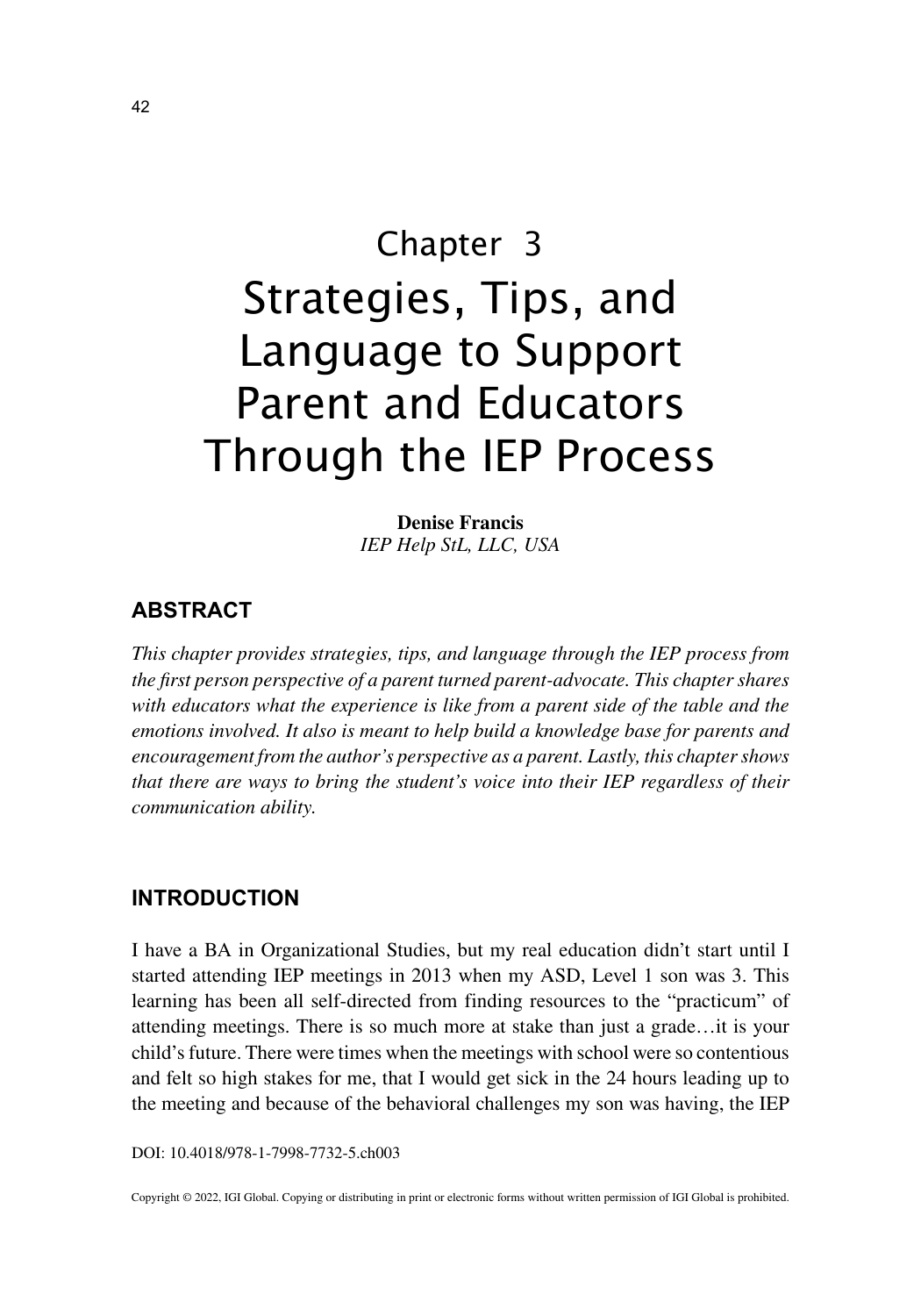# Chapter 3
# Strategies, Tips, and Language to Support Parent and Educators Through the IEP Process

**Denise Francis**
*IEP Help StL, LLC, USA*

## ABSTRACT

*This chapter provides strategies, tips, and language through the IEP process from the first person perspective of a parent turned parent-advocate. This chapter shares with educators what the experience is like from a parent side of the table and the emotions involved. It also is meant to help build a knowledge base for parents and encouragement from the author's perspective as a parent. Lastly, this chapter shows that there are ways to bring the student's voice into their IEP regardless of their communication ability.*

## INTRODUCTION

I have a BA in Organizational Studies, but my real education didn't start until I started attending IEP meetings in 2013 when my ASD, Level 1 son was 3. This learning has been all self-directed from finding resources to the "practicum" of attending meetings. There is so much more at stake than just a grade…it is your child's future. There were times when the meetings with school were so contentious and felt so high stakes for me, that I would get sick in the 24 hours leading up to the meeting and because of the behavioral challenges my son was having, the IEP

DOI: 10.4018/978-1-7998-7732-5.ch003

Copyright © 2022, IGI Global. Copying or distributing in print or electronic forms without written permission of IGI Global is prohibited.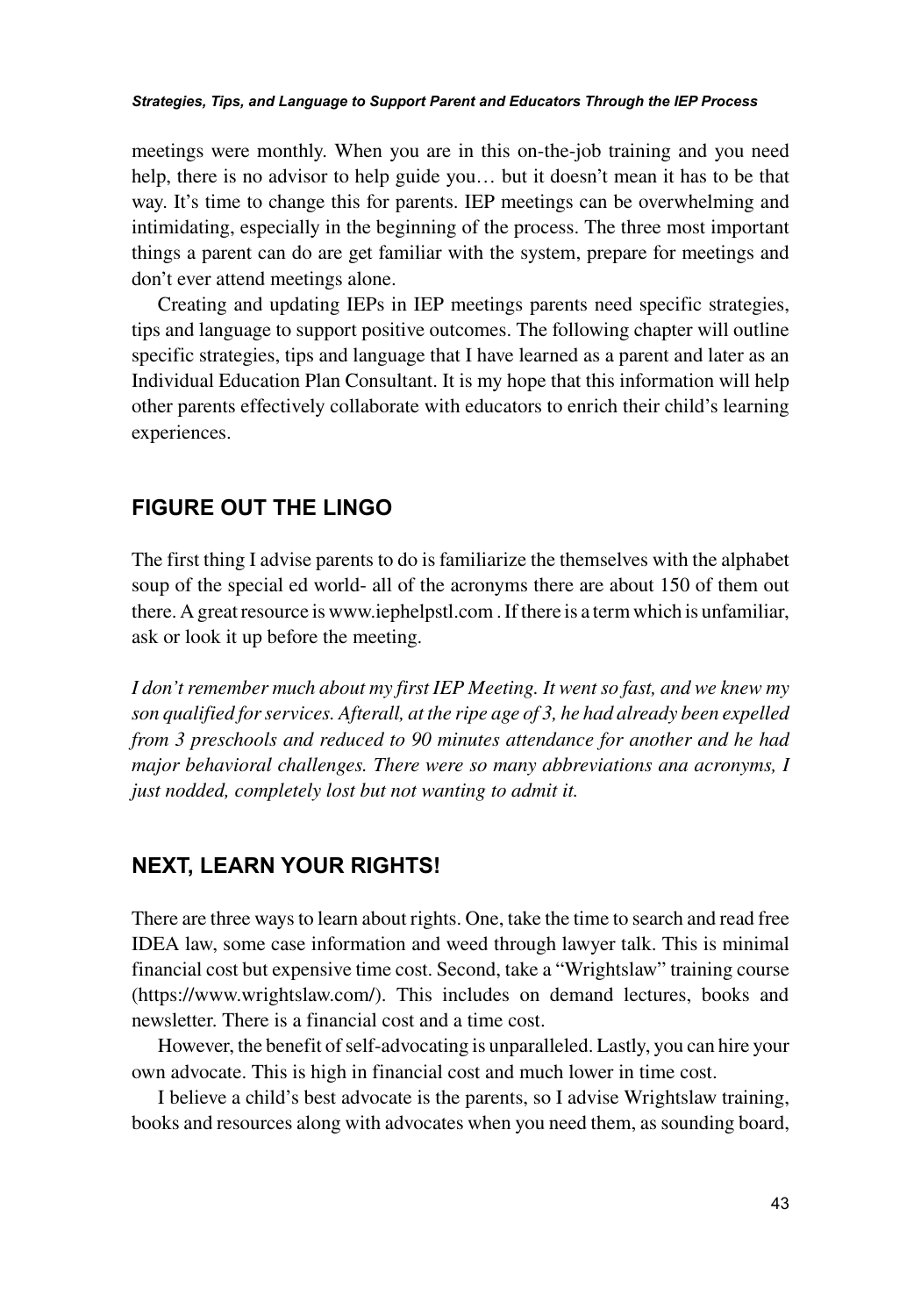meetings were monthly. When you are in this on-the-job training and you need help, there is no advisor to help guide you… but it doesn't mean it has to be that way. It's time to change this for parents. IEP meetings can be overwhelming and intimidating, especially in the beginning of the process. The three most important things a parent can do are get familiar with the system, prepare for meetings and don't ever attend meetings alone.

Creating and updating IEPs in IEP meetings parents need specific strategies, tips and language to support positive outcomes. The following chapter will outline specific strategies, tips and language that I have learned as a parent and later as an Individual Education Plan Consultant. It is my hope that this information will help other parents effectively collaborate with educators to enrich their child's learning experiences.

## FIGURE OUT THE LINGO

The first thing I advise parents to do is familiarize the themselves with the alphabet soup of the special ed world- all of the acronyms there are about 150 of them out there. A great resource is www.iephelpstl.com . If there is a term which is unfamiliar, ask or look it up before the meeting.

*I don't remember much about my first IEP Meeting. It went so fast, and we knew my son qualified for services. Afterall, at the ripe age of 3, he had already been expelled from 3 preschools and reduced to 90 minutes attendance for another and he had major behavioral challenges. There were so many abbreviations ana acronyms, I just nodded, completely lost but not wanting to admit it.*

## NEXT, LEARN YOUR RIGHTS!

There are three ways to learn about rights. One, take the time to search and read free IDEA law, some case information and weed through lawyer talk. This is minimal financial cost but expensive time cost. Second, take a "Wrightslaw" training course (https://www.wrightslaw.com/). This includes on demand lectures, books and newsletter. There is a financial cost and a time cost.

However, the benefit of self-advocating is unparalleled. Lastly, you can hire your own advocate. This is high in financial cost and much lower in time cost.

I believe a child's best advocate is the parents, so I advise Wrightslaw training, books and resources along with advocates when you need them, as sounding board,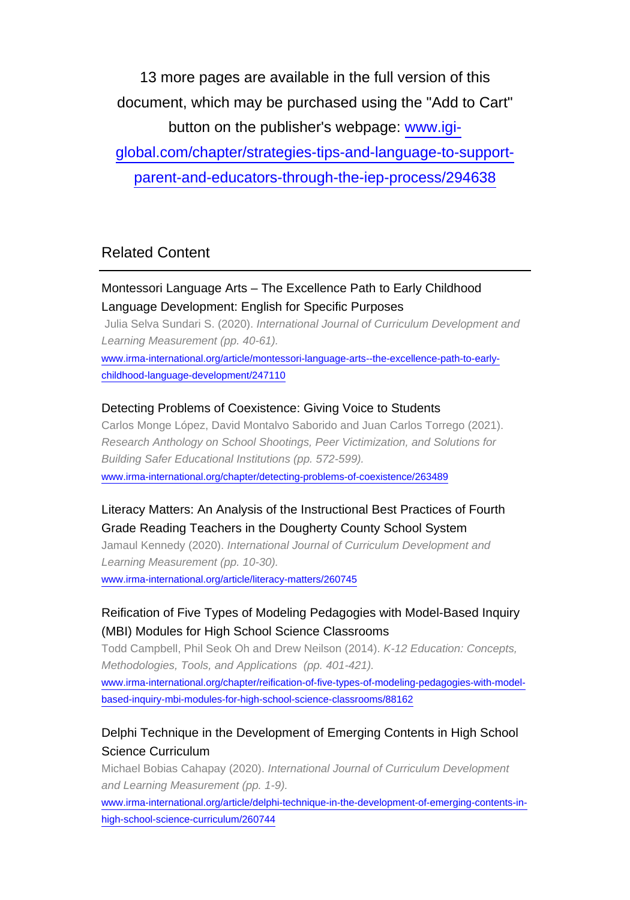13 more pages are available in the full version of this document, which may be purchased using the "Add to Cart" button on the publisher's webpage: [www.igi-global.com/chapter/strategies-tips-and-language-to-support-parent-and-educators-through-the-iep-process/294638](www.igi-global.com/chapter/strategies-tips-and-language-to-support-parent-and-educators-through-the-iep-process/294638)

## Related Content

**Montessori Language Arts – The Excellence Path to Early Childhood Language Development: English for Specific Purposes**
Julia Selva Sundari S. (2020). *International Journal of Curriculum Development and Learning Measurement (pp. 40-61).*
[www.irma-international.org/article/montessori-language-arts--the-excellence-path-to-early-childhood-language-development/247110](www.irma-international.org/article/montessori-language-arts--the-excellence-path-to-early-childhood-language-development/247110)

**Detecting Problems of Coexistence: Giving Voice to Students**
Carlos Monge López, David Montalvo Saborido and Juan Carlos Torrego (2021). *Research Anthology on School Shootings, Peer Victimization, and Solutions for Building Safer Educational Institutions (pp. 572-599).*
[www.irma-international.org/chapter/detecting-problems-of-coexistence/263489](www.irma-international.org/chapter/detecting-problems-of-coexistence/263489)

**Literacy Matters: An Analysis of the Instructional Best Practices of Fourth Grade Reading Teachers in the Dougherty County School System**
Jamaul Kennedy (2020). *International Journal of Curriculum Development and Learning Measurement (pp. 10-30).*
[www.irma-international.org/article/literacy-matters/260745](www.irma-international.org/article/literacy-matters/260745)

**Reification of Five Types of Modeling Pedagogies with Model-Based Inquiry (MBI) Modules for High School Science Classrooms**
Todd Campbell, Phil Seok Oh and Drew Neilson (2014). *K-12 Education: Concepts, Methodologies, Tools, and Applications (pp. 401-421).*
[www.irma-international.org/chapter/reification-of-five-types-of-modeling-pedagogies-with-model-based-inquiry-mbi-modules-for-high-school-science-classrooms/88162](www.irma-international.org/chapter/reification-of-five-types-of-modeling-pedagogies-with-model-based-inquiry-mbi-modules-for-high-school-science-classrooms/88162)

**Delphi Technique in the Development of Emerging Contents in High School Science Curriculum**
Michael Bobias Cahapay (2020). *International Journal of Curriculum Development and Learning Measurement (pp. 1-9).*
[www.irma-international.org/article/delphi-technique-in-the-development-of-emerging-contents-in-high-school-science-curriculum/260744](www.irma-international.org/article/delphi-technique-in-the-development-of-emerging-contents-in-high-school-science-curriculum/260744)